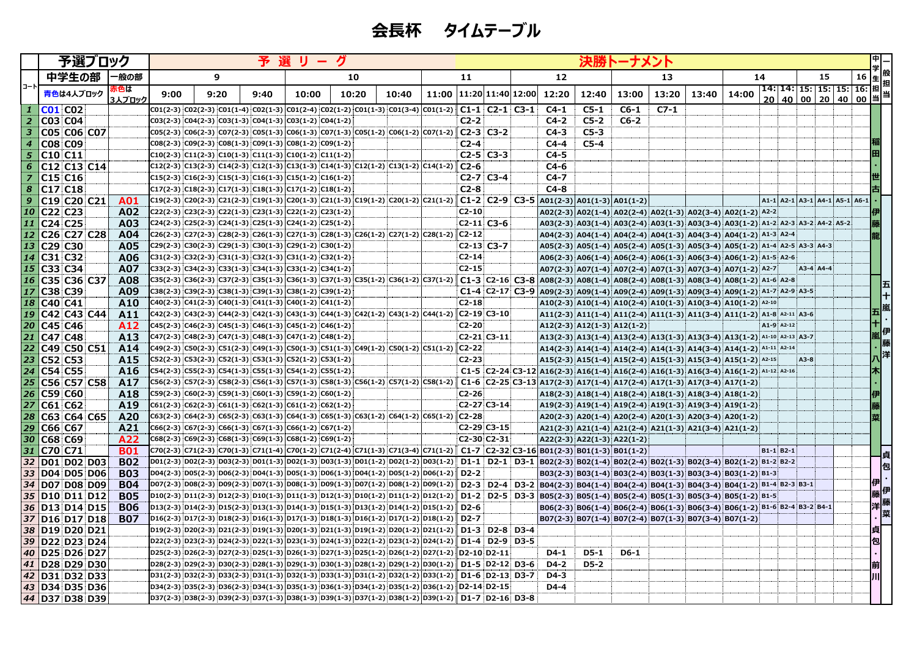# 会長杯　タイムテーブル

| コート | 予選ブロック 中学生の部（青色は4人ブロック） | 一般の部（赤色は3人ブロック） | 予選リーグ 9:00 | | 9:20 | 9:40 | 10:00 | | 10:20 | 10:40 | 11:00 | 決勝トーナメント 11:20 | 11:40 | 12:00 | 12:20 | 12:40 | 13:00 | 13:20 | 13:40 | 14:00 | 14:20 | 14:40 | 15:00 | 15:20 | 15:40 | 16:00 | 中学生担当 | 一般担当 |
|---|---|---|---|---|---|---|---|---|---|---|---|---|---|---|---|---|---|---|---|---|---|---|---|---|---|---|---|---|
| 1 | C01 C02 | | C01(2-3) | C02(2-3) | C01(1-4) | C02(1-3) | C01(2-4) | C02(1-2) | C01(1-3) | C01(3-4) | C01(1-2) | C1-1 | C2-1 | C3-1 | C4-1 | C5-1 | C6-1 | C7-1 | | | | | | | | | 稲田・世古・伊藤龍 | |
| 2 | C03 C04 | | C03(2-3) | C04(2-3) | C03(1-3) | C04(1-3) | C03(1-2) | C04(1-2) | | | | C2-2 | | | C4-2 | C5-2 | C6-2 | | | | | | | | | | | |
| 3 | C05 C06 C07 | | C05(2-3) | C06(2-3) | C07(2-3) | C05(1-3) | C06(1-3) | C07(1-3) | C05(1-2) | C06(1-2) | C07(1-2) | C2-3 | C3-2 | | C4-3 | C5-3 | | | | | | | | | | | | |
| 4 | C08 C09 | | C08(2-3) | C09(2-3) | C08(1-3) | C09(1-3) | C08(1-2) | C09(1-2) | | | | C2-4 | | | C4-4 | C5-4 | | | | | | | | | | | | |
| 5 | C10 C11 | | C10(2-3) | C11(2-3) | C10(1-3) | C11(1-3) | C10(1-2) | C11(1-2) | | | | C2-5 | C3-3 | | C4-5 | | | | | | | | | | | | | |
| 6 | C12 C13 C14 | | C12(2-3) | C13(2-3) | C14(2-3) | C12(1-3) | C13(1-3) | C14(1-3) | C12(1-2) | C13(1-2) | C14(1-2) | C2-6 | | | C4-6 | | | | | | | | | | | | | |
| 7 | C15 C16 | | C15(2-3) | C16(2-3) | C15(1-3) | C16(1-3) | C15(1-2) | C16(1-2) | | | | C2-7 | C3-4 | | C4-7 | | | | | | | | | | | | | |
| 8 | C17 C18 | | C17(2-3) | C18(2-3) | C17(1-3) | C18(1-3) | C17(1-2) | C18(1-2) | | | | C2-8 | | | C4-8 | | | | | | | | | | | | | |
| 9 | C19 C20 C21 | A01 | C19(2-3) | C20(2-3) | C21(2-3) | C19(1-3) | C20(1-3) | C21(1-3) | C19(1-2) | C20(1-2) | C21(1-2) | C1-2 | C2-9 | C3-5 | A01(2-3) | A01(1-3) | A01(1-2) | | | | A1-1 | A2-1 | A3-1 | A4-1 | A5-1 | A6-1 | | |
| 10 | C22 C23 | A02 | C22(2-3) | C23(2-3) | C22(1-3) | C23(1-3) | C22(1-2) | C23(1-2) | | | | C2-10 | | | A02(2-3) | A02(1-4) | A02(2-4) | A02(1-3) | A02(3-4) | A02(1-2) | A2-2 | | | | | | | |
| 11 | C24 C25 | A03 | C24(2-3) | C25(2-3) | C24(1-3) | C25(1-3) | C24(1-2) | C25(1-2) | | | | C2-11 | C3-6 | | A03(2-3) | A03(1-4) | A03(2-4) | A03(1-3) | A03(3-4) | A03(1-2) | A1-2 | A2-3 | A3-2 | A4-2 | A5-2 | | | |
| 12 | C26 C27 C28 | A04 | C26(2-3) | C27(2-3) | C28(2-3) | C26(1-3) | C27(1-3) | C28(1-3) | C26(1-2) | C27(1-2) | C28(1-2) | C2-12 | | | A04(2-3) | A04(1-4) | A04(2-4) | A04(1-3) | A04(3-4) | A04(1-2) | A1-3 | A2-4 | | | | | | |
| 13 | C29 C30 | A05 | C29(2-3) | C30(2-3) | C29(1-3) | C30(1-3) | C29(1-2) | C30(1-2) | | | | C2-13 | C3-7 | | A05(2-3) | A05(1-4) | A05(2-4) | A05(1-3) | A05(3-4) | A05(1-2) | A1-4 | A2-5 | A3-3 | A4-3 | | | | |
| 14 | C31 C32 | A06 | C31(2-3) | C32(2-3) | C31(1-3) | C32(1-3) | C31(1-2) | C32(1-2) | | | | C2-14 | | | A06(2-3) | A06(1-4) | A06(2-4) | A06(1-3) | A06(3-4) | A06(1-2) | A1-5 | A2-6 | | | | | | |
| 15 | C33 C34 | A07 | C33(2-3) | C34(2-3) | C33(1-3) | C34(1-3) | C33(1-2) | C34(1-2) | | | | C2-15 | | | A07(2-3) | A07(1-4) | A07(2-4) | A07(1-3) | A07(3-4) | A07(1-2) | A2-7 | | A3-4 | A4-4 | | | | |
| 16 | C35 C36 C37 | A08 | C35(2-3) | C36(2-3) | C37(2-3) | C35(1-3) | C36(1-3) | C37(1-3) | C35(1-2) | C36(1-2) | C37(1-2) | C1-3 | C2-16 | C3-8 | A08(2-3) | A08(1-4) | A08(2-4) | A08(1-3) | A08(3-4) | A08(1-2) | A1-6 | A2-8 | | | | | 五十嵐・八木・伊藤菜 | 五十嵐・伊藤洋 |
| 17 | C38 C39 | A09 | C38(2-3) | C39(2-3) | C38(1-3) | C39(1-3) | C38(1-2) | C39(1-2) | | | | C1-4 | C2-17 | C3-9 | A09(2-3) | A09(1-4) | A09(2-4) | A09(1-3) | A09(3-4) | A09(1-2) | A1-7 | A2-9 | A3-5 | | | | | |
| 18 | C40 C41 | A10 | C40(2-3) | C41(2-3) | C40(1-3) | C41(1-3) | C40(1-2) | C41(1-2) | | | | C2-18 | | | A10(2-3) | A10(1-4) | A10(2-4) | A10(1-3) | A10(3-4) | A10(1-2) | A2-10 | | | | | | | |
| 19 | C42 C43 C44 | A11 | C42(2-3) | C43(2-3) | C44(2-3) | C42(1-3) | C43(1-3) | C44(1-3) | C42(1-2) | C43(1-2) | C44(1-2) | C2-19 | C3-10 | | A11(2-3) | A11(1-4) | A11(2-4) | A11(1-3) | A11(3-4) | A11(1-2) | A1-8 | A2-11 | A3-6 | | | | | |
| 20 | C45 C46 | A12 | C45(2-3) | C46(2-3) | C45(1-3) | C46(1-3) | C45(1-2) | C46(1-2) | | | | C2-20 | | | A12(2-3) | A12(1-3) | A12(1-2) | | | | A1-9 | A2-12 | | | | | | |
| 21 | C47 C48 | A13 | C47(2-3) | C48(2-3) | C47(1-3) | C48(1-3) | C47(1-2) | C48(1-2) | | | | C2-21 | C3-11 | | A13(2-3) | A13(1-4) | A13(2-4) | A13(1-3) | A13(3-4) | A13(1-2) | A1-10 | A2-13 | A3-7 | | | | | |
| 22 | C49 C50 C51 | A14 | C49(2-3) | C50(2-3) | C51(2-3) | C49(1-3) | C50(1-3) | C51(1-3) | C49(1-2) | C50(1-2) | C51(1-2) | C2-22 | | | A14(2-3) | A14(1-4) | A14(2-4) | A14(1-3) | A14(3-4) | A14(1-2) | A1-11 | A2-14 | | | | | | |
| 23 | C52 C53 | A15 | C52(2-3) | C53(2-3) | C52(1-3) | C53(1-3) | C52(1-2) | C53(1-2) | | | | C2-23 | | | A15(2-3) | A15(1-4) | A15(2-4) | A15(1-3) | A15(3-4) | A15(1-2) | A2-15 | | A3-8 | | | | | |
| 24 | C54 C55 | A16 | C54(2-3) | C55(2-3) | C54(1-3) | C55(1-3) | C54(1-2) | C55(1-2) | | | | C1-5 | C2-24 | C3-12 | A16(2-3) | A16(1-4) | A16(2-4) | A16(1-3) | A16(3-4) | A16(1-2) | A1-12 | A2-16 | | | | | | |
| 25 | C56 C57 C58 | A17 | C56(2-3) | C57(2-3) | C58(2-3) | C56(1-3) | C57(1-3) | C58(1-3) | C56(1-2) | C57(1-2) | C58(1-2) | C1-6 | C2-25 | C3-13 | A17(2-3) | A17(1-4) | A17(2-4) | A17(1-3) | A17(3-4) | A17(1-2) | | | | | | | | |
| 26 | C59 C60 | A18 | C59(2-3) | C60(2-3) | C59(1-3) | C60(1-3) | C59(1-2) | C60(1-2) | | | | C2-26 | | | A18(2-3) | A18(1-4) | A18(2-4) | A18(1-3) | A18(3-4) | A18(1-2) | | | | | | | | |
| 27 | C61 C62 | A19 | C61(2-3) | C62(2-3) | C61(1-3) | C62(1-3) | C61(1-2) | C62(1-2) | | | | C2-27 | C3-14 | | A19(2-3) | A19(1-4) | A19(2-4) | A19(1-3) | A19(3-4) | A19(1-2) | | | | | | | | |
| 28 | C63 C64 C65 | A20 | C63(2-3) | C64(2-3) | C65(2-3) | C63(1-3) | C64(1-3) | C65(1-3) | C63(1-2) | C64(1-2) | C65(1-2) | C2-28 | | | A20(2-3) | A20(1-4) | A20(2-4) | A20(1-3) | A20(3-4) | A20(1-2) | | | | | | | | |
| 29 | C66 C67 | A21 | C66(2-3) | C67(2-3) | C66(1-3) | C67(1-3) | C66(1-2) | C67(1-2) | | | | C2-29 | C3-15 | | A21(2-3) | A21(1-4) | A21(2-4) | A21(1-3) | A21(3-4) | A21(1-2) | | | | | | | | |
| 30 | C68 C69 | A22 | C68(2-3) | C69(2-3) | C68(1-3) | C69(1-3) | C68(1-2) | C69(1-2) | | | | C2-30 | C2-31 | | A22(2-3) | A22(1-3) | A22(1-2) | | | | | | | | | | | |
| 31 | C70 C71 | B01 | C70(2-3) | C71(2-3) | C70(1-3) | C71(1-4) | C70(1-2) | C71(2-4) | C71(1-3) | C71(3-4) | C71(1-2) | C1-7 | C2-32 | C3-16 | B01(2-3) | B01(1-3) | B01(1-2) | | | | B1-1 | B2-1 | | | | | | 貞包・伊藤菜 |
| 32 | D01 D02 D03 | B02 | D01(2-3) | D02(2-3) | D03(2-3) | D01(1-3) | D02(1-3) | D03(1-3) | D01(1-2) | D02(1-2) | D03(1-2) | D1-1 | D2-1 | D3-1 | B02(2-3) | B02(1-4) | B02(2-4) | B02(1-3) | B02(3-4) | B02(1-2) | B1-2 | B2-2 | | | | | | |
| 33 | D04 D05 D06 | B03 | D04(2-3) | D05(2-3) | D06(2-3) | D04(1-3) | D05(1-3) | D06(1-3) | D04(1-2) | D05(1-2) | D06(1-2) | D2-2 | | | B03(2-3) | B03(1-4) | B03(2-4) | B03(1-3) | B03(3-4) | B03(1-2) | B1-3 | | | | | | | |
| 34 | D07 D08 D09 | B04 | D07(2-3) | D08(2-3) | D09(2-3) | D07(1-3) | D08(1-3) | D09(1-3) | D07(1-2) | D08(1-2) | D09(1-2) | D2-3 | D2-4 | D3-2 | B04(2-3) | B04(1-4) | B04(2-4) | B04(1-3) | B04(3-4) | B04(1-2) | B1-4 | B2-3 | B3-1 | | | | 伊藤洋・貞包・前川 | |
| 35 | D10 D11 D12 | B05 | D10(2-3) | D11(2-3) | D12(2-3) | D10(1-3) | D11(1-3) | D12(1-3) | D10(1-2) | D11(1-2) | D12(1-2) | D1-2 | D2-5 | D3-3 | B05(2-3) | B05(1-4) | B05(2-4) | B05(1-3) | B05(3-4) | B05(1-2) | B1-5 | | | | | | | |
| 36 | D13 D14 D15 | B06 | D13(2-3) | D14(2-3) | D15(2-3) | D13(1-3) | D14(1-3) | D15(1-3) | D13(1-2) | D14(1-2) | D15(1-2) | D2-6 | | | B06(2-3) | B06(1-4) | B06(2-4) | B06(1-3) | B06(3-4) | B06(1-2) | B1-6 | B2-4 | B3-2 | B4-1 | | | | |
| 37 | D16 D17 D18 | B07 | D16(2-3) | D17(2-3) | D18(2-3) | D16(1-3) | D17(1-3) | D18(1-3) | D16(1-2) | D17(1-2) | D18(1-2) | D2-7 | | | B07(2-3) | B07(1-4) | B07(2-4) | B07(1-3) | B07(3-4) | B07(1-2) | | | | | | | | |
| 38 | D19 D20 D21 | | D19(2-3) | D20(2-3) | D21(2-3) | D19(1-3) | D20(1-3) | D21(1-3) | D19(1-2) | D20(1-2) | D21(1-2) | D1-3 | D2-8 | D3-4 | | | | | | | | | | | | | | |
| 39 | D22 D23 D24 | | D22(2-3) | D23(2-3) | D24(2-3) | D22(1-3) | D23(1-3) | D24(1-3) | D22(1-2) | D23(1-2) | D24(1-2) | D1-4 | D2-9 | D3-5 | | | | | | | | | | | | | | |
| 40 | D25 D26 D27 | | D25(2-3) | D26(2-3) | D27(2-3) | D25(1-3) | D26(1-3) | D27(1-3) | D25(1-2) | D26(1-2) | D27(1-2) | D2-10 | D2-11 | | D4-1 | D5-1 | D6-1 | | | | | | | | | | | |
| 41 | D28 D29 D30 | | D28(2-3) | D29(2-3) | D30(2-3) | D28(1-3) | D29(1-3) | D30(1-3) | D28(1-2) | D29(1-2) | D30(1-2) | D1-5 | D2-12 | D3-6 | D4-2 | D5-2 | | | | | | | | | | | | |
| 42 | D31 D32 D33 | | D31(2-3) | D32(2-3) | D33(2-3) | D31(1-3) | D32(1-3) | D33(1-3) | D31(1-2) | D32(1-2) | D33(1-2) | D1-6 | D2-13 | D3-7 | D4-3 | | | | | | | | | | | | | |
| 43 | D34 D35 D36 | | D34(2-3) | D35(2-3) | D36(2-3) | D34(1-3) | D35(1-3) | D36(1-3) | D34(1-2) | D35(1-2) | D36(1-2) | D2-14 | D2-15 | | D4-4 | | | | | | | | | | | | | |
| 44 | D37 D38 D39 | | D37(2-3) | D38(2-3) | D39(2-3) | D37(1-3) | D38(1-3) | D39(1-3) | D37(1-2) | D38(1-2) | D39(1-2) | D1-7 | D2-16 | D3-8 | | | | | | | | | | | | | | |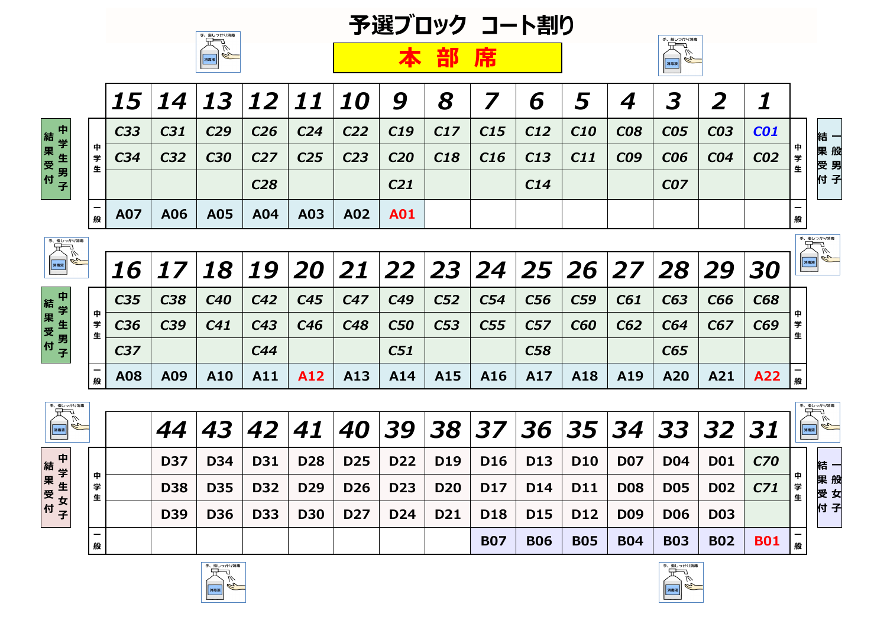# 予選ブロック コート割り

**本 部 席**

手、指しっかり消毒

| 結果受付 中学生男子 | | 15 | 14 | 13 | 12 | 11 | 10 | 9 | 8 | 7 | 6 | 5 | 4 | 3 | 2 | 1 | | 結果受付 一般男子 |
|---|---|---|---|---|---|---|---|---|---|---|---|---|---|---|---|---|---|---|
| | 中学生 | C33 | C31 | C29 | C26 | C24 | C22 | C19 | C17 | C15 | C12 | C10 | C08 | C05 | C03 | C01 | 中学生 | |
| | | C34 | C32 | C30 | C27 | C25 | C23 | C20 | C18 | C16 | C13 | C11 | C09 | C06 | C04 | C02 | | |
| | | | | | C28 | | | C21 | | | C14 | | | C07 | | | | |
| | 一般 | A07 | A06 | A05 | A04 | A03 | A02 | A01 | | | | | | | | | 一般 | |

| 結果受付 中学生男子 | | 16 | 17 | 18 | 19 | 20 | 21 | 22 | 23 | 24 | 25 | 26 | 27 | 28 | 29 | 30 | |
|---|---|---|---|---|---|---|---|---|---|---|---|---|---|---|---|---|---|
| | 中学生 | C35 | C38 | C40 | C42 | C45 | C47 | C49 | C52 | C54 | C56 | C59 | C61 | C63 | C66 | C68 | 中学生 |
| | | C36 | C39 | C41 | C43 | C46 | C48 | C50 | C53 | C55 | C57 | C60 | C62 | C64 | C67 | C69 | |
| | | C37 | | | C44 | | | C51 | | | C58 | | | C65 | | | |
| | 一般 | A08 | A09 | A10 | A11 | A12 | A13 | A14 | A15 | A16 | A17 | A18 | A19 | A20 | A21 | A22 | 一般 |

| 結果受付 中学生女子 | | | 44 | 43 | 42 | 41 | 40 | 39 | 38 | 37 | 36 | 35 | 34 | 33 | 32 | 31 | | 結果受付 一般女子 |
|---|---|---|---|---|---|---|---|---|---|---|---|---|---|---|---|---|---|---|
| | 中学生 | | D37 | D34 | D31 | D28 | D25 | D22 | D19 | D16 | D13 | D10 | D07 | D04 | D01 | C70 | 中学生 | |
| | | | D38 | D35 | D32 | D29 | D26 | D23 | D20 | D17 | D14 | D11 | D08 | D05 | D02 | C71 | | |
| | | | D39 | D36 | D33 | D30 | D27 | D24 | D21 | D18 | D15 | D12 | D09 | D06 | D03 | | | |
| | 一般 | | | | | | | | | B07 | B06 | B05 | B04 | B03 | B02 | B01 | 一般 | |